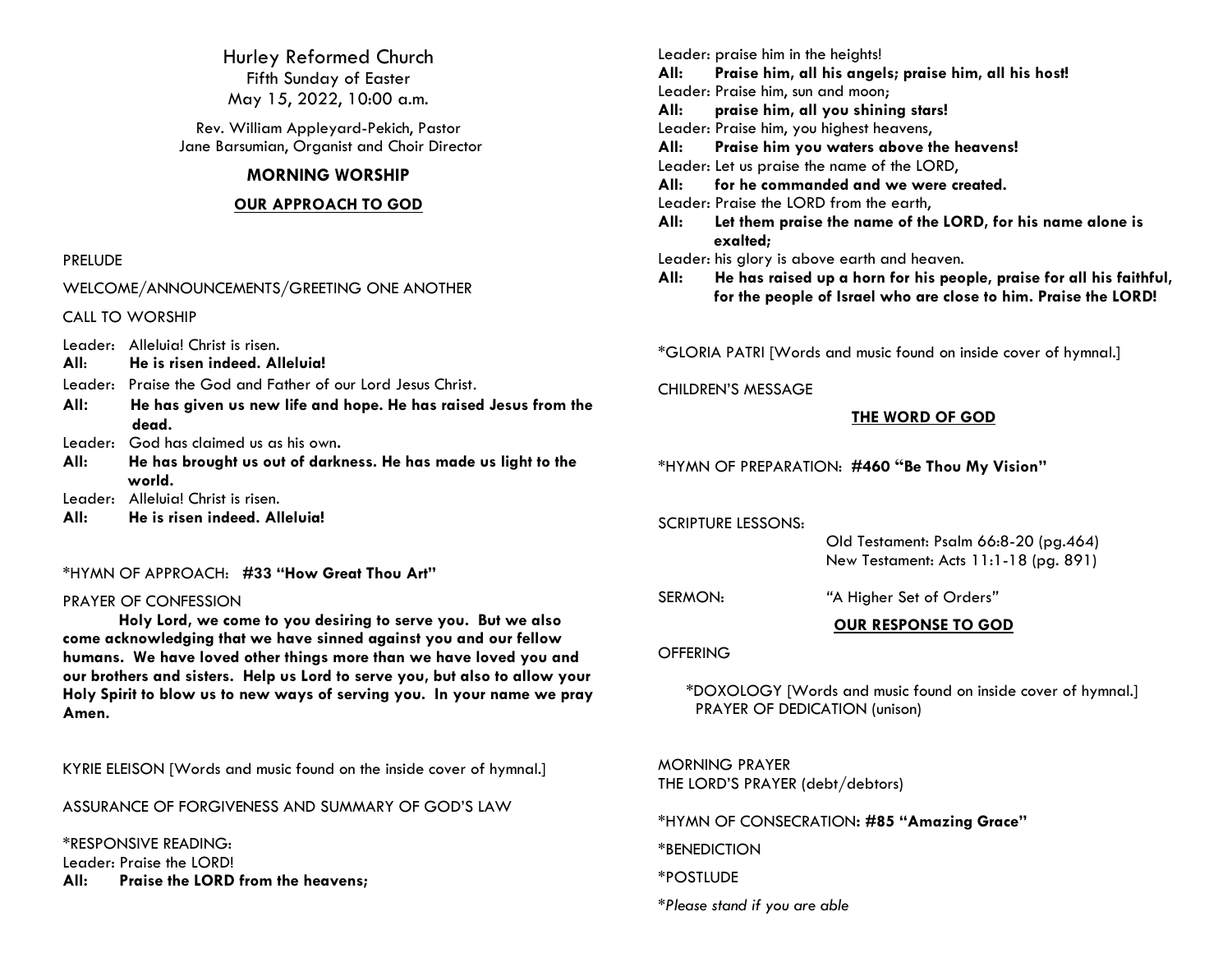# Hurley Reformed Church

Fifth Sunday of Easter
May 15, 2022, 10:00 a.m.

Rev. William Appleyard-Pekich, Pastor
Jane Barsumian, Organist and Choir Director

## MORNING WORSHIP

### OUR APPROACH TO GOD

PRELUDE

WELCOME/ANNOUNCEMENTS/GREETING ONE ANOTHER

CALL TO WORSHIP

Leader: Alleluia! Christ is risen.
**All: He is risen indeed. Alleluia!**
Leader: Praise the God and Father of our Lord Jesus Christ.
**All: He has given us new life and hope. He has raised Jesus from the dead.**
Leader: God has claimed us as his own.
**All: He has brought us out of darkness. He has made us light to the world.**
Leader: Alleluia! Christ is risen.
**All: He is risen indeed. Alleluia!**

*HYMN OF APPROACH: **#33 "How Great Thou Art"**

PRAYER OF CONFESSION

**Holy Lord, we come to you desiring to serve you. But we also come acknowledging that we have sinned against you and our fellow humans. We have loved other things more than we have loved you and our brothers and sisters. Help us Lord to serve you, but also to allow your Holy Spirit to blow us to new ways of serving you. In your name we pray Amen.**

KYRIE ELEISON [Words and music found on the inside cover of hymnal.]

ASSURANCE OF FORGIVENESS AND SUMMARY OF GOD'S LAW

*RESPONSIVE READING:
Leader: Praise the LORD!
**All: Praise the LORD from the heavens;**
Leader: praise him in the heights!
**All: Praise him, all his angels; praise him, all his host!**
Leader: Praise him, sun and moon;
**All: praise him, all you shining stars!**
Leader: Praise him, you highest heavens,
**All: Praise him you waters above the heavens!**
Leader: Let us praise the name of the LORD,
**All: for he commanded and we were created.**
Leader: Praise the LORD from the earth,
**All: Let them praise the name of the LORD, for his name alone is exalted;**
Leader: his glory is above earth and heaven.
**All: He has raised up a horn for his people, praise for all his faithful, for the people of Israel who are close to him. Praise the LORD!**

*GLORIA PATRI [Words and music found on inside cover of hymnal.]

CHILDREN'S MESSAGE

### THE WORD OF GOD

*HYMN OF PREPARATION: **#460 "Be Thou My Vision"**

SCRIPTURE LESSONS:
Old Testament: Psalm 66:8-20 (pg.464)
New Testament: Acts 11:1-18 (pg. 891)

SERMON: "A Higher Set of Orders"

### OUR RESPONSE TO GOD

OFFERING

*DOXOLOGY [Words and music found on inside cover of hymnal.]
PRAYER OF DEDICATION (unison)

MORNING PRAYER
THE LORD'S PRAYER (debt/debtors)

*HYMN OF CONSECRATION: **#85 "Amazing Grace"**

*BENEDICTION

*POSTLUDE

**Please stand if you are able*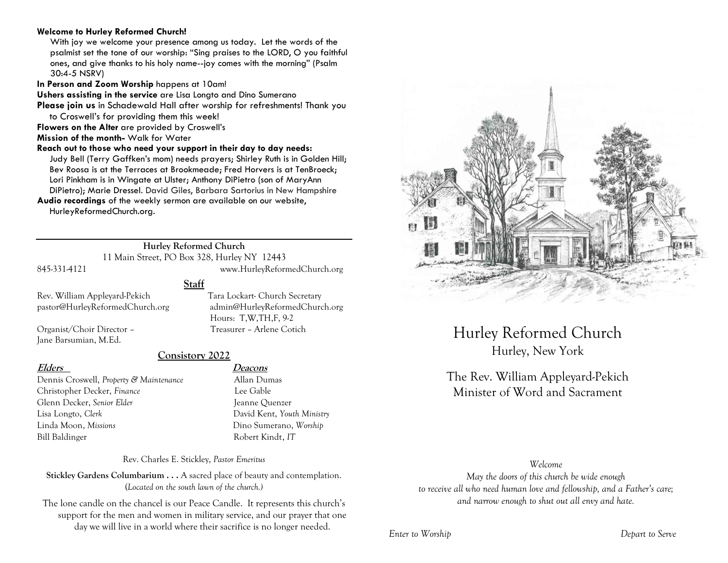**Welcome to Hurley Reformed Church!**

With joy we welcome your presence among us today. Let the words of the psalmist set the tone of our worship: "Sing praises to the LORD, O you faithful ones, and give thanks to his holy name--joy comes with the morning" (Psalm 30:4-5 NSRV)

**In Person and Zoom Worship** happens at 10am!

**Ushers assisting in the service** are Lisa Longto and Dino Sumerano

**Please join us** in Schadewald Hall after worship for refreshments! Thank you to Croswell's for providing them this week!

**Flowers on the Alter** are provided by Croswell's

**Mission of the month-** Walk for Water

**Reach out to those who need your support in their day to day needs:**

Judy Bell (Terry Gaffken's mom) needs prayers; Shirley Ruth is in Golden Hill; Bev Roosa is at the Terraces at Brookmeade; Fred Horvers is at TenBroeck; Lori Pinkham is in Wingate at Ulster; Anthony DiPietro (son of MaryAnn DiPietro); Marie Dressel. David Giles, Barbara Sartorius in New Hampshire

**Audio recordings** of the weekly sermon are available on our website, HurleyReformedChurch.org.

---

**Hurley Reformed Church**

11 Main Street, PO Box 328, Hurley NY 12443

845-331-4121 www.HurleyReformedChurch.org

## Staff

Rev. William Appleyard-Pekich
pastor@HurleyReformedChurch.org

Tara Lockart- Church Secretary
admin@HurleyReformedChurch.org
Hours: T,W,TH,F, 9-2

Organist/Choir Director – Jane Barsumian, M.Ed.

Treasurer – Arlene Cotich

## Consistory 2022

| **Elders** | **Deacons** |
|---|---|
| Dennis Croswell, *Property & Maintenance* | Allan Dumas |
| Christopher Decker, *Finance* | Lee Gable |
| Glenn Decker, *Senior Elder* | Jeanne Quenzer |
| Lisa Longto, *Clerk* | David Kent, *Youth Ministry* |
| Linda Moon, *Missions* | Dino Sumerano, *Worship* |
| Bill Baldinger | Robert Kindt, *IT* |

Rev. Charles E. Stickley, *Pastor Emeritus*

**Stickley Gardens Columbarium . . .** A sacred place of beauty and contemplation. (*Located on the south lawn of the church.*)

The lone candle on the chancel is our Peace Candle. It represents this church's support for the men and women in military service, and our prayer that one day we will live in a world where their sacrifice is no longer needed.

# Hurley Reformed Church

Hurley, New York

The Rev. William Appleyard-Pekich
Minister of Word and Sacrament

*Welcome*

*May the doors of this church be wide enough to receive all who need human love and fellowship, and a Father's care; and narrow enough to shut out all envy and hate.*

*Enter to Worship* *Depart to Serve*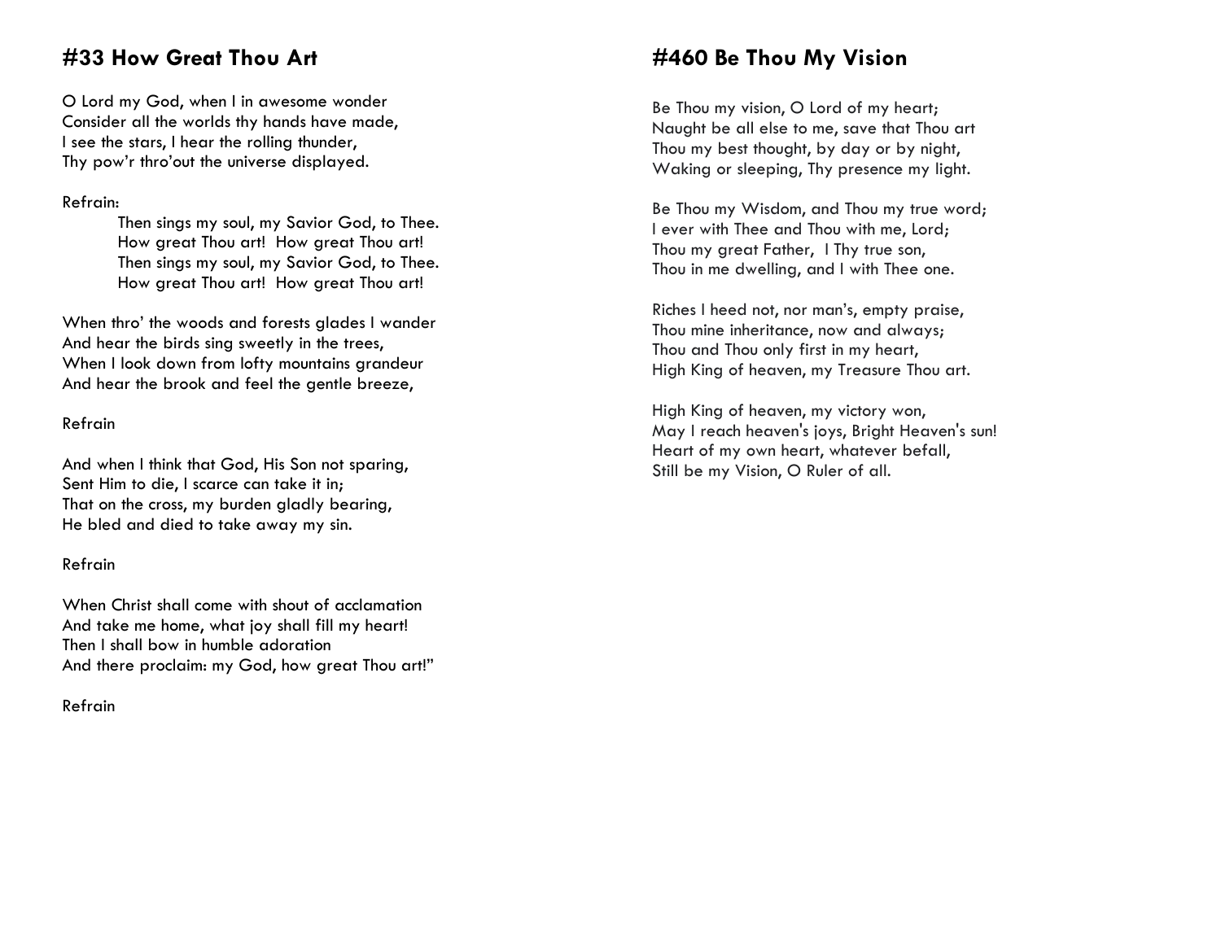## #33 How Great Thou Art

O Lord my God, when I in awesome wonder
Consider all the worlds thy hands have made,
I see the stars, I hear the rolling thunder,
Thy pow'r thro'out the universe displayed.

Refrain:

> Then sings my soul, my Savior God, to Thee.
> How great Thou art! How great Thou art!
> Then sings my soul, my Savior God, to Thee.
> How great Thou art! How great Thou art!

When thro' the woods and forests glades I wander
And hear the birds sing sweetly in the trees,
When I look down from lofty mountains grandeur
And hear the brook and feel the gentle breeze,

Refrain

And when I think that God, His Son not sparing,
Sent Him to die, I scarce can take it in;
That on the cross, my burden gladly bearing,
He bled and died to take away my sin.

Refrain

When Christ shall come with shout of acclamation
And take me home, what joy shall fill my heart!
Then I shall bow in humble adoration
And there proclaim: my God, how great Thou art!"

Refrain

## #460 Be Thou My Vision

Be Thou my vision, O Lord of my heart;
Naught be all else to me, save that Thou art
Thou my best thought, by day or by night,
Waking or sleeping, Thy presence my light.

Be Thou my Wisdom, and Thou my true word;
I ever with Thee and Thou with me, Lord;
Thou my great Father, I Thy true son,
Thou in me dwelling, and I with Thee one.

Riches I heed not, nor man's, empty praise,
Thou mine inheritance, now and always;
Thou and Thou only first in my heart,
High King of heaven, my Treasure Thou art.

High King of heaven, my victory won,
May I reach heaven's joys, Bright Heaven's sun!
Heart of my own heart, whatever befall,
Still be my Vision, O Ruler of all.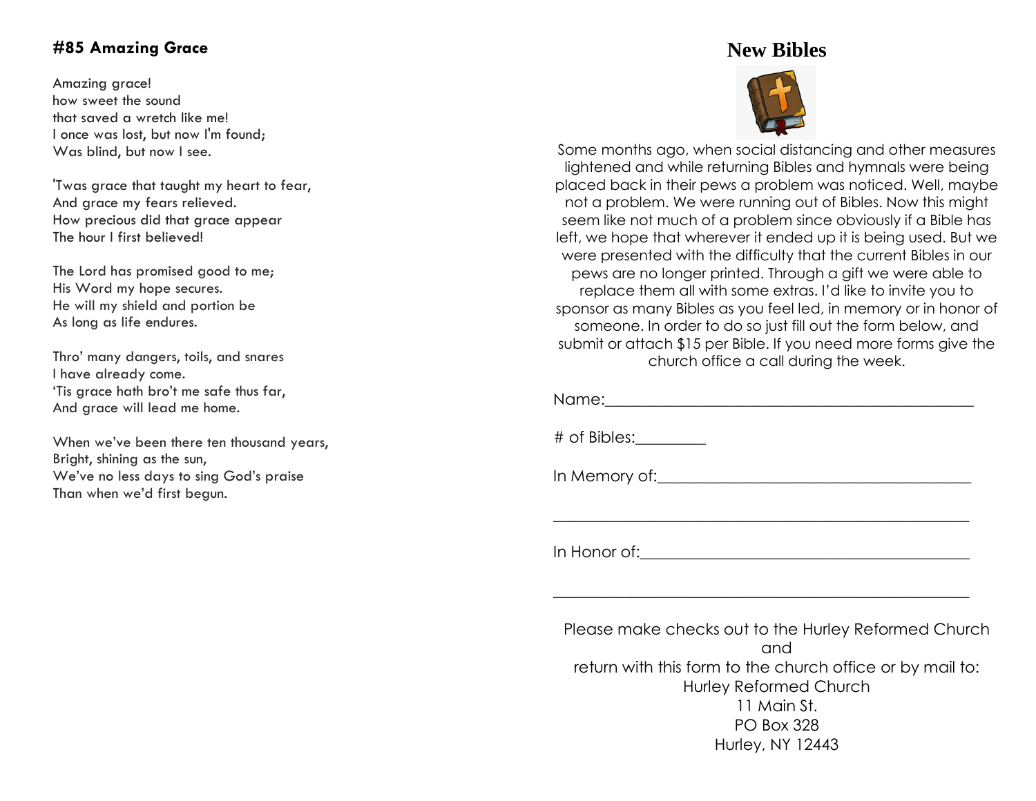### #85 Amazing Grace

Amazing grace!  
how sweet the sound  
that saved a wretch like me!  
I once was lost, but now I'm found;  
Was blind, but now I see.

'Twas grace that taught my heart to fear,  
And grace my fears relieved.  
How precious did that grace appear  
The hour I first believed!

The Lord has promised good to me;  
His Word my hope secures.  
He will my shield and portion be  
As long as life endures.

Thro' many dangers, toils, and snares  
I have already come.  
'Tis grace hath bro't me safe thus far,  
And grace will lead me home.

When we've been there ten thousand years,  
Bright, shining as the sun,  
We've no less days to sing God's praise  
Than when we'd first begun.

## New Bibles

Some months ago, when social distancing and other measures lightened and while returning Bibles and hymnals were being placed back in their pews a problem was noticed. Well, maybe not a problem. We were running out of Bibles. Now this might seem like not much of a problem since obviously if a Bible has left, we hope that wherever it ended up it is being used. But we were presented with the difficulty that the current Bibles in our pews are no longer printed. Through a gift we were able to replace them all with some extras. I'd like to invite you to sponsor as many Bibles as you feel led, in memory or in honor of someone. In order to do so just fill out the form below, and submit or attach $15 per Bible. If you need more forms give the church office a call during the week.

Name:______________________________________________

# of Bibles:_________

In Memory of:_________________________________________

______________________________________________________

In Honor of:__________________________________________

______________________________________________________

Please make checks out to the Hurley Reformed Church  
and  
return with this form to the church office or by mail to:  
Hurley Reformed Church  
11 Main St.  
PO Box 328  
Hurley, NY 12443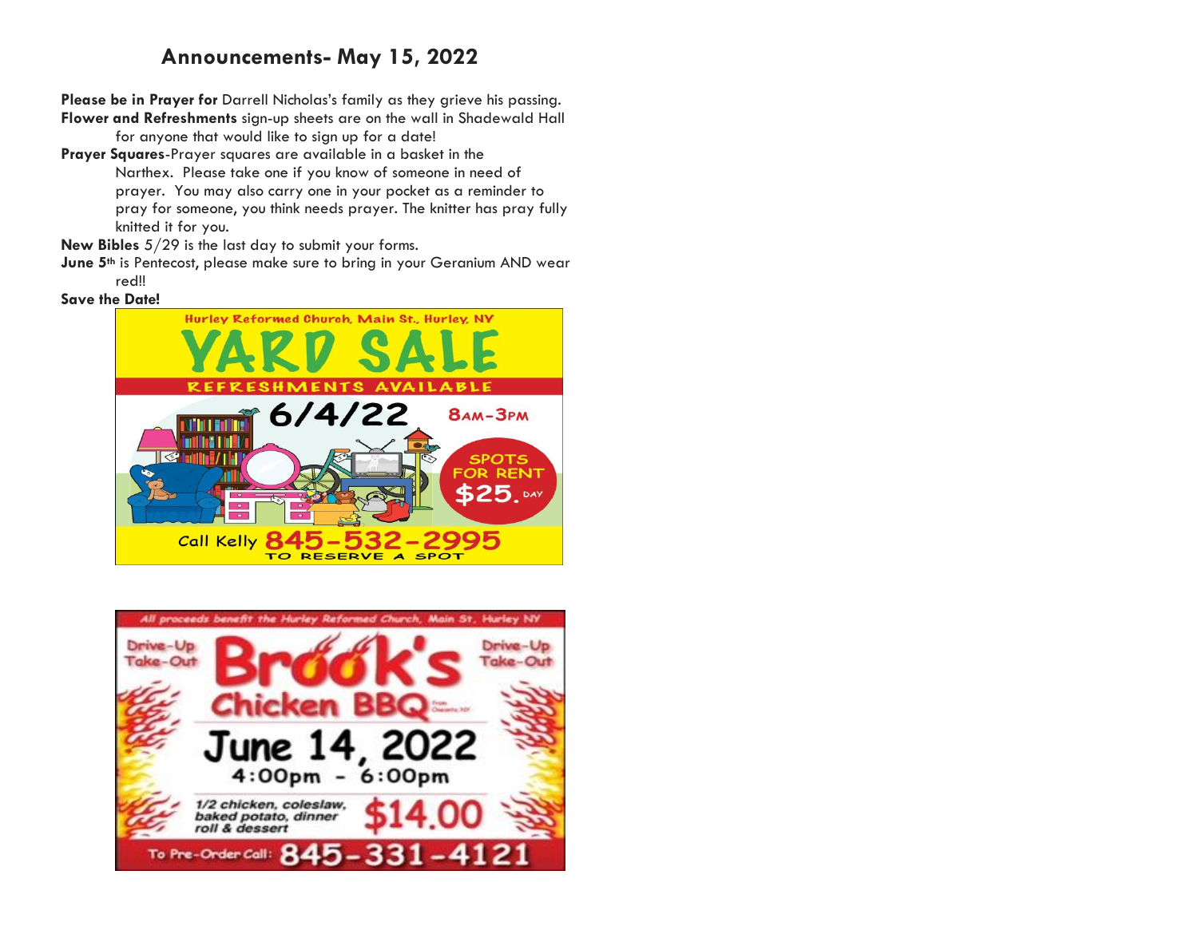## Announcements- May 15, 2022

**Please be in Prayer for** Darrell Nicholas's family as they grieve his passing.

**Flower and Refreshments** sign-up sheets are on the wall in Shadewald Hall for anyone that would like to sign up for a date!

**Prayer Squares**-Prayer squares are available in a basket in the Narthex. Please take one if you know of someone in need of prayer. You may also carry one in your pocket as a reminder to pray for someone, you think needs prayer. The knitter has pray fully knitted it for you.

**New Bibles** 5/29 is the last day to submit your forms.

**June 5th** is Pentecost, please make sure to bring in your Geranium AND wear red!!

**Save the Date!**

Hurley Reformed Church, Main St., Hurley, NY

YARD SALE

REFRESHMENTS AVAILABLE

6/4/22

8AM-3PM

SPOTS FOR RENT $25. DAY

Call Kelly 845-532-2995 TO RESERVE A SPOT

All proceeds benefit the Hurley Reformed Church, Main St, Hurley NY

Drive-Up Take-Out

Brook's Chicken BBQ

June 14, 2022

4:00pm - 6:00pm

1/2 chicken, coleslaw, baked potato, dinner roll & dessert

$14.00

To Pre-Order Call: 845-331-4121